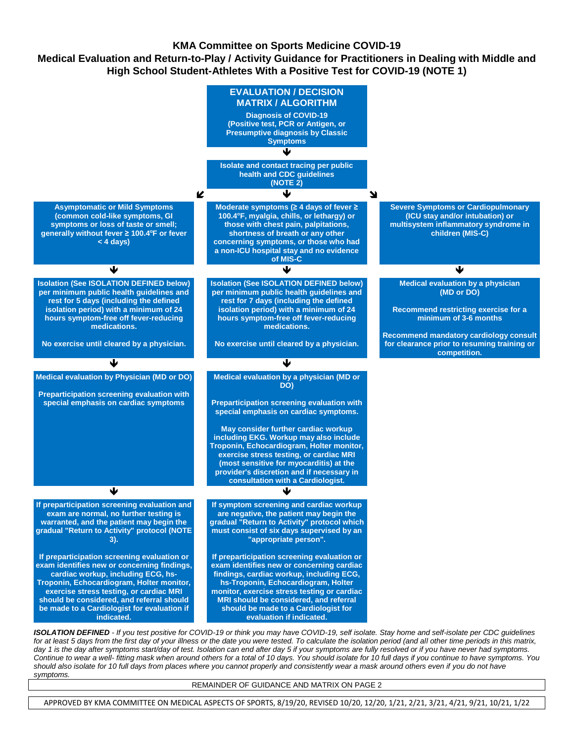# KMA Committee on Sports Medicine COVID-19

## Medical Evaluation and Return-to-Play / Activity Guidance for Practitioners in Dealing with Middle and High School Student-Athletes With a Positive Test for COVID-19 (NOTE 1)

### EVALUATION / DECISION MATRIX / ALGORITHM

**Diagnosis of COVID-19 (Positive test, PCR or Antigen, or Presumptive diagnosis by Classic Symptoms**

↓

**Isolate and contact tracing per public health and CDC guidelines (NOTE 2)**

↙ ↓ ↘

| Asymptomatic or Mild Symptoms | Moderate symptoms | Severe Symptoms or Cardiopulmonary |
|---|---|---|
| **Asymptomatic or Mild Symptoms (common cold-like symptoms, GI symptoms or loss of taste or smell; generally without fever ≥ 100.4°F or fever < 4 days)** | **Moderate symptoms (≥ 4 days of fever ≥ 100.4°F, myalgia, chills, or lethargy) or those with chest pain, palpitations, shortness of breath or any other concerning symptoms, or those who had a non-ICU hospital stay and no evidence of MIS-C** | **Severe Symptoms or Cardiopulmonary (ICU stay and/or intubation) or multisystem inflammatory syndrome in children (MIS-C)** |
| ↓ | ↓ | ↓ |
| **Isolation (See ISOLATION DEFINED below) per minimum public health guidelines and rest for 5 days (including the defined isolation period) with a minimum of 24 hours symptom-free off fever-reducing medications.**<br><br>**No exercise until cleared by a physician.** | **Isolation (See ISOLATION DEFINED below) per minimum public health guidelines and rest for 7 days (including the defined isolation period) with a minimum of 24 hours symptom-free off fever-reducing medications.**<br><br>**No exercise until cleared by a physician.** | **Medical evaluation by a physician (MD or DO)**<br><br>**Recommend restricting exercise for a minimum of 3-6 months**<br><br>**Recommend mandatory cardiology consult for clearance prior to resuming training or competition.** |
| ↓ | ↓ | |
| **Medical evaluation by Physician (MD or DO)**<br><br>**Preparticipation screening evaluation with special emphasis on cardiac symptoms** | **Medical evaluation by a physician (MD or DO)**<br><br>**Preparticipation screening evaluation with special emphasis on cardiac symptoms.**<br><br>**May consider further cardiac workup including EKG. Workup may also include Troponin, Echocardiogram, Holter monitor, exercise stress testing, or cardiac MRI (most sensitive for myocarditis) at the provider's discretion and if necessary in consultation with a Cardiologist.** | |
| ↓ | ↓ | |
| **If preparticipation screening evaluation and exam are normal, no further testing is warranted, and the patient may begin the gradual "Return to Activity" protocol (NOTE 3).**<br><br>**If preparticipation screening evaluation or exam identifies new or concerning findings, cardiac workup, including ECG, hs-Troponin, Echocardiogram, Holter monitor, exercise stress testing, or cardiac MRI should be considered, and referral should be made to a Cardiologist for evaluation if indicated.** | **If symptom screening and cardiac workup are negative, the patient may begin the gradual "Return to Activity" protocol which must consist of six days supervised by an "appropriate person".**<br><br>**If preparticipation screening evaluation or exam identifies new or concerning cardiac findings, cardiac workup, including ECG, hs-Troponin, Echocardiogram, Holter monitor, exercise stress testing or cardiac MRI should be considered, and referral should be made to a Cardiologist for evaluation if indicated.** | |

***ISOLATION DEFINED*** *- If you test positive for COVID-19 or think you may have COVID-19, self isolate. Stay home and self-isolate per CDC guidelines for at least 5 days from the first day of your illness or the date you were tested. To calculate the isolation period (and all other time periods in this matrix, day 1 is the day after symptoms start/day of test. Isolation can end after day 5 if your symptoms are fully resolved or if you have never had symptoms. Continue to wear a well- fitting mask when around others for a total of 10 days. You should isolate for 10 full days if you continue to have symptoms. You should also isolate for 10 full days from places where you cannot properly and consistently wear a mask around others even if you do not have symptoms.*

REMAINDER OF GUIDANCE AND MATRIX ON PAGE 2

APPROVED BY KMA COMMITTEE ON MEDICAL ASPECTS OF SPORTS, 8/19/20, REVISED 10/20, 12/20, 1/21, 2/21, 3/21, 4/21, 9/21, 10/21, 1/22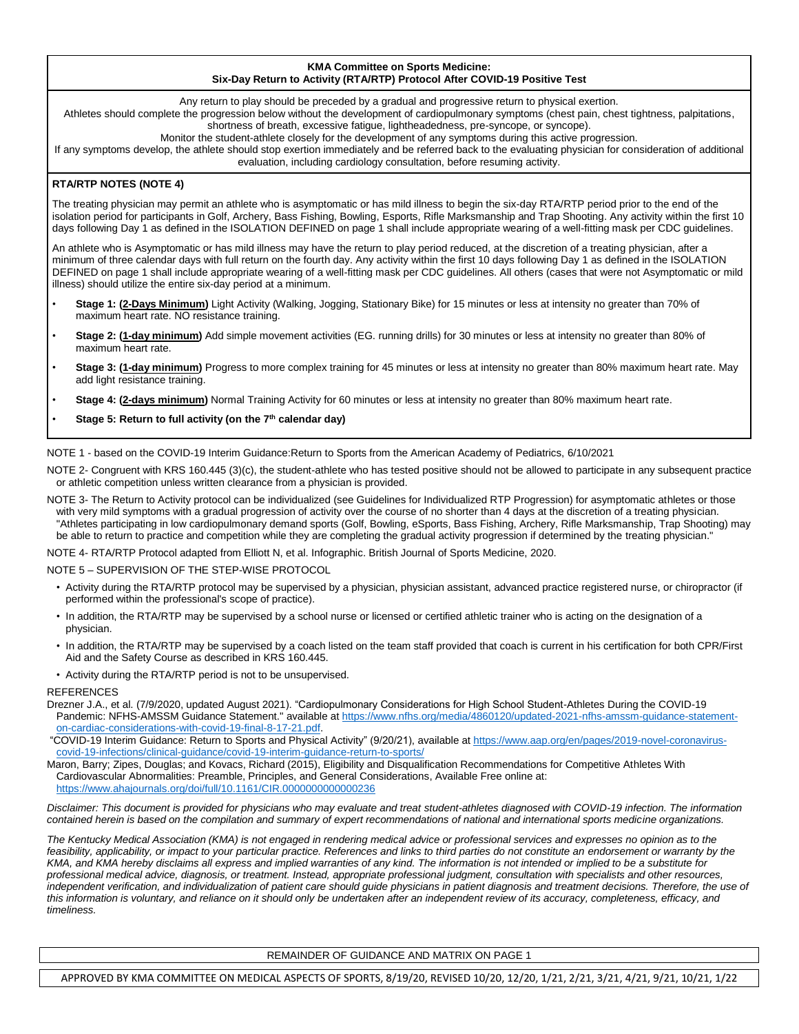**KMA Committee on Sports Medicine:**
**Six-Day Return to Activity (RTA/RTP) Protocol After COVID-19 Positive Test**

Any return to play should be preceded by a gradual and progressive return to physical exertion.
Athletes should complete the progression below without the development of cardiopulmonary symptoms (chest pain, chest tightness, palpitations, shortness of breath, excessive fatigue, lightheadedness, pre-syncope, or syncope).
Monitor the student-athlete closely for the development of any symptoms during this active progression.
If any symptoms develop, the athlete should stop exertion immediately and be referred back to the evaluating physician for consideration of additional evaluation, including cardiology consultation, before resuming activity.

**RTA/RTP NOTES (NOTE 4)**

The treating physician may permit an athlete who is asymptomatic or has mild illness to begin the six-day RTA/RTP period prior to the end of the isolation period for participants in Golf, Archery, Bass Fishing, Bowling, Esports, Rifle Marksmanship and Trap Shooting. Any activity within the first 10 days following Day 1 as defined in the ISOLATION DEFINED on page 1 shall include appropriate wearing of a well-fitting mask per CDC guidelines.

An athlete who is Asymptomatic or has mild illness may have the return to play period reduced, at the discretion of a treating physician, after a minimum of three calendar days with full return on the fourth day. Any activity within the first 10 days following Day 1 as defined in the ISOLATION DEFINED on page 1 shall include appropriate wearing of a well-fitting mask per CDC guidelines. All others (cases that were not Asymptomatic or mild illness) should utilize the entire six-day period at a minimum.

- **Stage 1: (<u>2-Days Minimum</u>)** Light Activity (Walking, Jogging, Stationary Bike) for 15 minutes or less at intensity no greater than 70% of maximum heart rate. NO resistance training.
- **Stage 2: (<u>1-day minimum</u>)** Add simple movement activities (EG. running drills) for 30 minutes or less at intensity no greater than 80% of maximum heart rate.
- **Stage 3: (<u>1-day minimum</u>)** Progress to more complex training for 45 minutes or less at intensity no greater than 80% maximum heart rate. May add light resistance training.
- **Stage 4: (<u>2-days minimum</u>)** Normal Training Activity for 60 minutes or less at intensity no greater than 80% maximum heart rate.
- **Stage 5: Return to full activity (on the 7th calendar day)**

NOTE 1 - based on the COVID-19 Interim Guidance:Return to Sports from the American Academy of Pediatrics, 6/10/2021

NOTE 2- Congruent with KRS 160.445 (3)(c), the student-athlete who has tested positive should not be allowed to participate in any subsequent practice or athletic competition unless written clearance from a physician is provided.

NOTE 3- The Return to Activity protocol can be individualized (see Guidelines for Individualized RTP Progression) for asymptomatic athletes or those with very mild symptoms with a gradual progression of activity over the course of no shorter than 4 days at the discretion of a treating physician. "Athletes participating in low cardiopulmonary demand sports (Golf, Bowling, eSports, Bass Fishing, Archery, Rifle Marksmanship, Trap Shooting) may be able to return to practice and competition while they are completing the gradual activity progression if determined by the treating physician."

NOTE 4- RTA/RTP Protocol adapted from Elliott N, et al. Infographic. British Journal of Sports Medicine, 2020.

NOTE 5 – SUPERVISION OF THE STEP-WISE PROTOCOL

- Activity during the RTA/RTP protocol may be supervised by a physician, physician assistant, advanced practice registered nurse, or chiropractor (if performed within the professional's scope of practice).
- In addition, the RTA/RTP may be supervised by a school nurse or licensed or certified athletic trainer who is acting on the designation of a physician.
- In addition, the RTA/RTP may be supervised by a coach listed on the team staff provided that coach is current in his certification for both CPR/First Aid and the Safety Course as described in KRS 160.445.
- Activity during the RTA/RTP period is not to be unsupervised.

REFERENCES

Drezner J.A., et al. (7/9/2020, updated August 2021). "Cardiopulmonary Considerations for High School Student-Athletes During the COVID-19 Pandemic: NFHS-AMSSM Guidance Statement." available at https://www.nfhs.org/media/4860120/updated-2021-nfhs-amssm-guidance-statement-on-cardiac-considerations-with-covid-19-final-8-17-21.pdf.

"COVID-19 Interim Guidance: Return to Sports and Physical Activity" (9/20/21), available at https://www.aap.org/en/pages/2019-novel-coronavirus-covid-19-infections/clinical-guidance/covid-19-interim-guidance-return-to-sports/

Maron, Barry; Zipes, Douglas; and Kovacs, Richard (2015), Eligibility and Disqualification Recommendations for Competitive Athletes With Cardiovascular Abnormalities: Preamble, Principles, and General Considerations, Available Free online at: https://www.ahajournals.org/doi/full/10.1161/CIR.0000000000000236

*Disclaimer: This document is provided for physicians who may evaluate and treat student-athletes diagnosed with COVID-19 infection. The information contained herein is based on the compilation and summary of expert recommendations of national and international sports medicine organizations.*

*The Kentucky Medical Association (KMA) is not engaged in rendering medical advice or professional services and expresses no opinion as to the feasibility, applicability, or impact to your particular practice. References and links to third parties do not constitute an endorsement or warranty by the KMA, and KMA hereby disclaims all express and implied warranties of any kind. The information is not intended or implied to be a substitute for professional medical advice, diagnosis, or treatment. Instead, appropriate professional judgment, consultation with specialists and other resources, independent verification, and individualization of patient care should guide physicians in patient diagnosis and treatment decisions. Therefore, the use of this information is voluntary, and reliance on it should only be undertaken after an independent review of its accuracy, completeness, efficacy, and timeliness.*

REMAINDER OF GUIDANCE AND MATRIX ON PAGE 1

APPROVED BY KMA COMMITTEE ON MEDICAL ASPECTS OF SPORTS, 8/19/20, REVISED 10/20, 12/20, 1/21, 2/21, 3/21, 4/21, 9/21, 10/21, 1/22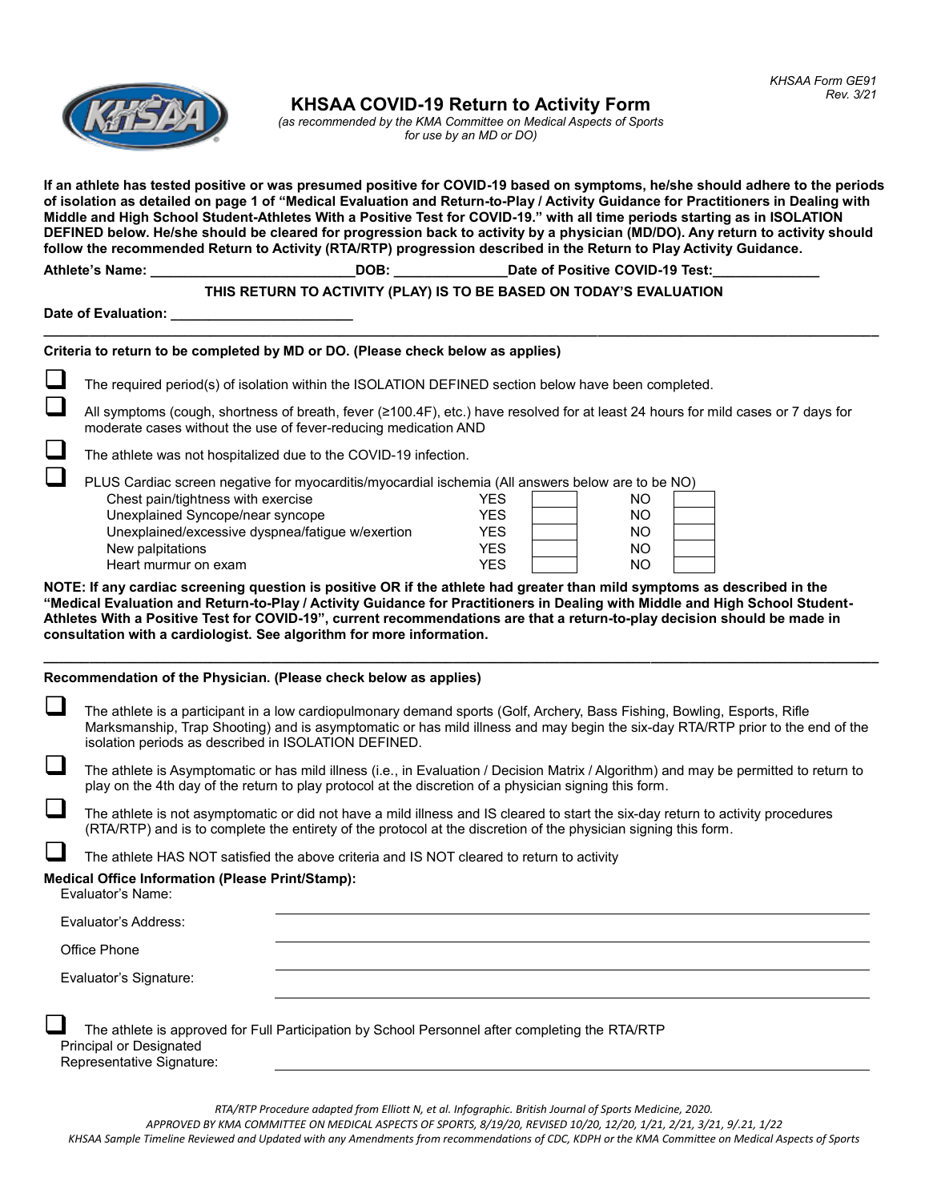KHSAA Form GE91
Rev. 3/21

# KHSAA COVID-19 Return to Activity Form

*(as recommended by the KMA Committee on Medical Aspects of Sports for use by an MD or DO)*

**If an athlete has tested positive or was presumed positive for COVID-19 based on symptoms, he/she should adhere to the periods of isolation as detailed on page 1 of "Medical Evaluation and Return-to-Play / Activity Guidance for Practitioners in Dealing with Middle and High School Student-Athletes With a Positive Test for COVID-19." with all time periods starting as in ISOLATION DEFINED below. He/she should be cleared for progression back to activity by a physician (MD/DO). Any return to activity should follow the recommended Return to Activity (RTA/RTP) progression described in the Return to Play Activity Guidance.**

**Athlete's Name:** ___________________________ **DOB:** _______________ **Date of Positive COVID-19 Test:** ______________

**THIS RETURN TO ACTIVITY (PLAY) IS TO BE BASED ON TODAY'S EVALUATION**

**Date of Evaluation:** ________________________

---

**Criteria to return to be completed by MD or DO. (Please check below as applies)**

- ☐ The required period(s) of isolation within the ISOLATION DEFINED section below have been completed.
- ☐ All symptoms (cough, shortness of breath, fever (≥100.4F), etc.) have resolved for at least 24 hours for mild cases or 7 days for moderate cases without the use of fever-reducing medication AND
- ☐ The athlete was not hospitalized due to the COVID-19 infection.
- ☐ PLUS Cardiac screen negative for myocarditis/myocardial ischemia (All answers below are to be NO)

| | | | | |
|---|---|---|---|---|
| Chest pain/tightness with exercise | YES | | NO | |
| Unexplained Syncope/near syncope | YES | | NO | |
| Unexplained/excessive dyspnea/fatigue w/exertion | YES | | NO | |
| New palpitations | YES | | NO | |
| Heart murmur on exam | YES | | NO | |

**NOTE: If any cardiac screening question is positive OR if the athlete had greater than mild symptoms as described in the "Medical Evaluation and Return-to-Play / Activity Guidance for Practitioners in Dealing with Middle and High School Student-Athletes With a Positive Test for COVID-19", current recommendations are that a return-to-play decision should be made in consultation with a cardiologist. See algorithm for more information.**

---

**Recommendation of the Physician. (Please check below as applies)**

- ☐ The athlete is a participant in a low cardiopulmonary demand sports (Golf, Archery, Bass Fishing, Bowling, Esports, Rifle Marksmanship, Trap Shooting) and is asymptomatic or has mild illness and may begin the six-day RTA/RTP prior to the end of the isolation periods as described in ISOLATION DEFINED.
- ☐ The athlete is Asymptomatic or has mild illness (i.e., in Evaluation / Decision Matrix / Algorithm) and may be permitted to return to play on the 4th day of the return to play protocol at the discretion of a physician signing this form.
- ☐ The athlete is not asymptomatic or did not have a mild illness and IS cleared to start the six-day return to activity procedures (RTA/RTP) and is to complete the entirety of the protocol at the discretion of the physician signing this form.
- ☐ The athlete HAS NOT satisfied the above criteria and IS NOT cleared to return to activity

**Medical Office Information (Please Print/Stamp):**

Evaluator's Name: ______________________________

Evaluator's Address: ______________________________

Office Phone ______________________________

Evaluator's Signature: ______________________________

☐ The athlete is approved for Full Participation by School Personnel after completing the RTA/RTP

Principal or Designated Representative Signature: ______________________________

*RTA/RTP Procedure adapted from Elliott N, et al. Infographic. British Journal of Sports Medicine, 2020.*
*APPROVED BY KMA COMMITTEE ON MEDICAL ASPECTS OF SPORTS, 8/19/20, REVISED 10/20, 12/20, 1/21, 2/21, 3/21, 9/.21, 1/22*
*KHSAA Sample Timeline Reviewed and Updated with any Amendments from recommendations of CDC, KDPH or the KMA Committee on Medical Aspects of Sports*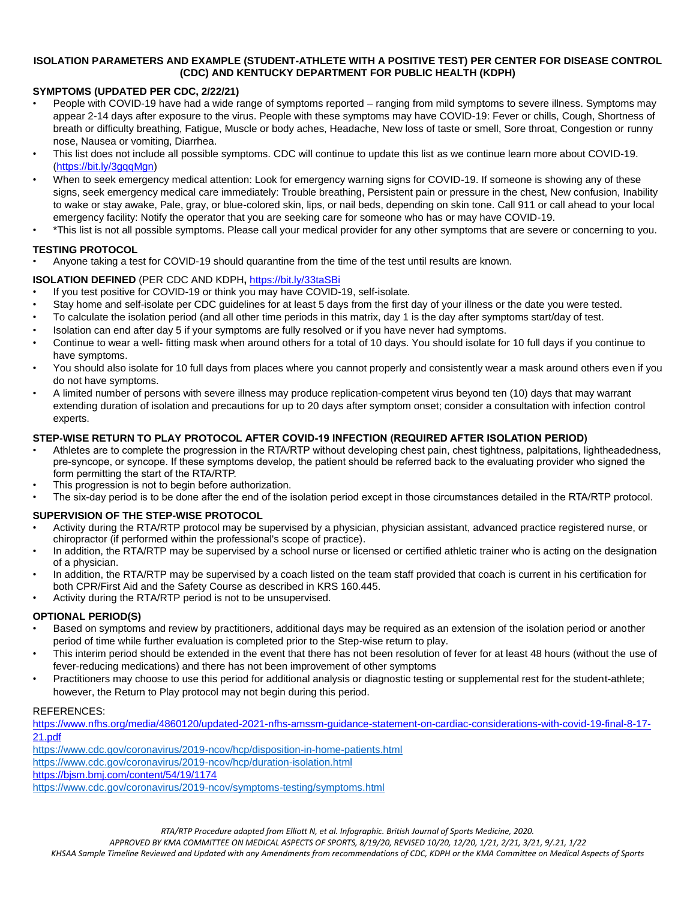**ISOLATION PARAMETERS AND EXAMPLE (STUDENT-ATHLETE WITH A POSITIVE TEST) PER CENTER FOR DISEASE CONTROL (CDC) AND KENTUCKY DEPARTMENT FOR PUBLIC HEALTH (KDPH)**

**SYMPTOMS (UPDATED PER CDC, 2/22/21)**

- People with COVID-19 have had a wide range of symptoms reported – ranging from mild symptoms to severe illness. Symptoms may appear 2-14 days after exposure to the virus. People with these symptoms may have COVID-19: Fever or chills, Cough, Shortness of breath or difficulty breathing, Fatigue, Muscle or body aches, Headache, New loss of taste or smell, Sore throat, Congestion or runny nose, Nausea or vomiting, Diarrhea.
- This list does not include all possible symptoms. CDC will continue to update this list as we continue learn more about COVID-19. (https://bit.ly/3gqqMgn)
- When to seek emergency medical attention: Look for emergency warning signs for COVID-19. If someone is showing any of these signs, seek emergency medical care immediately: Trouble breathing, Persistent pain or pressure in the chest, New confusion, Inability to wake or stay awake, Pale, gray, or blue-colored skin, lips, or nail beds, depending on skin tone. Call 911 or call ahead to your local emergency facility: Notify the operator that you are seeking care for someone who has or may have COVID-19.
- *This list is not all possible symptoms. Please call your medical provider for any other symptoms that are severe or concerning to you.

**TESTING PROTOCOL**

- Anyone taking a test for COVID-19 should quarantine from the time of the test until results are known.

**ISOLATION DEFINED** (PER CDC AND KDPH**,** https://bit.ly/33taSBi

- If you test positive for COVID-19 or think you may have COVID-19, self-isolate.
- Stay home and self-isolate per CDC guidelines for at least 5 days from the first day of your illness or the date you were tested.
- To calculate the isolation period (and all other time periods in this matrix, day 1 is the day after symptoms start/day of test.
- Isolation can end after day 5 if your symptoms are fully resolved or if you have never had symptoms.
- Continue to wear a well- fitting mask when around others for a total of 10 days. You should isolate for 10 full days if you continue to have symptoms.
- You should also isolate for 10 full days from places where you cannot properly and consistently wear a mask around others even if you do not have symptoms.
- A limited number of persons with severe illness may produce replication-competent virus beyond ten (10) days that may warrant extending duration of isolation and precautions for up to 20 days after symptom onset; consider a consultation with infection control experts.

**STEP-WISE RETURN TO PLAY PROTOCOL AFTER COVID-19 INFECTION (REQUIRED AFTER ISOLATION PERIOD)**

- Athletes are to complete the progression in the RTA/RTP without developing chest pain, chest tightness, palpitations, lightheadedness, pre-syncope, or syncope. If these symptoms develop, the patient should be referred back to the evaluating provider who signed the form permitting the start of the RTA/RTP.
- This progression is not to begin before authorization.
- The six-day period is to be done after the end of the isolation period except in those circumstances detailed in the RTA/RTP protocol.

**SUPERVISION OF THE STEP-WISE PROTOCOL**

- Activity during the RTA/RTP protocol may be supervised by a physician, physician assistant, advanced practice registered nurse, or chiropractor (if performed within the professional's scope of practice).
- In addition, the RTA/RTP may be supervised by a school nurse or licensed or certified athletic trainer who is acting on the designation of a physician.
- In addition, the RTA/RTP may be supervised by a coach listed on the team staff provided that coach is current in his certification for both CPR/First Aid and the Safety Course as described in KRS 160.445.
- Activity during the RTA/RTP period is not to be unsupervised.

**OPTIONAL PERIOD(S)**

- Based on symptoms and review by practitioners, additional days may be required as an extension of the isolation period or another period of time while further evaluation is completed prior to the Step-wise return to play.
- This interim period should be extended in the event that there has not been resolution of fever for at least 48 hours (without the use of fever-reducing medications) and there has not been improvement of other symptoms
- Practitioners may choose to use this period for additional analysis or diagnostic testing or supplemental rest for the student-athlete; however, the Return to Play protocol may not begin during this period.

REFERENCES:

https://www.nfhs.org/media/4860120/updated-2021-nfhs-amssm-guidance-statement-on-cardiac-considerations-with-covid-19-final-8-17-21.pdf
https://www.cdc.gov/coronavirus/2019-ncov/hcp/disposition-in-home-patients.html
https://www.cdc.gov/coronavirus/2019-ncov/hcp/duration-isolation.html
https://bjsm.bmj.com/content/54/19/1174
https://www.cdc.gov/coronavirus/2019-ncov/symptoms-testing/symptoms.html

*RTA/RTP Procedure adapted from Elliott N, et al. Infographic. British Journal of Sports Medicine, 2020.*
*APPROVED BY KMA COMMITTEE ON MEDICAL ASPECTS OF SPORTS, 8/19/20, REVISED 10/20, 12/20, 1/21, 2/21, 3/21, 9/.21, 1/22*
*KHSAA Sample Timeline Reviewed and Updated with any Amendments from recommendations of CDC, KDPH or the KMA Committee on Medical Aspects of Sports*